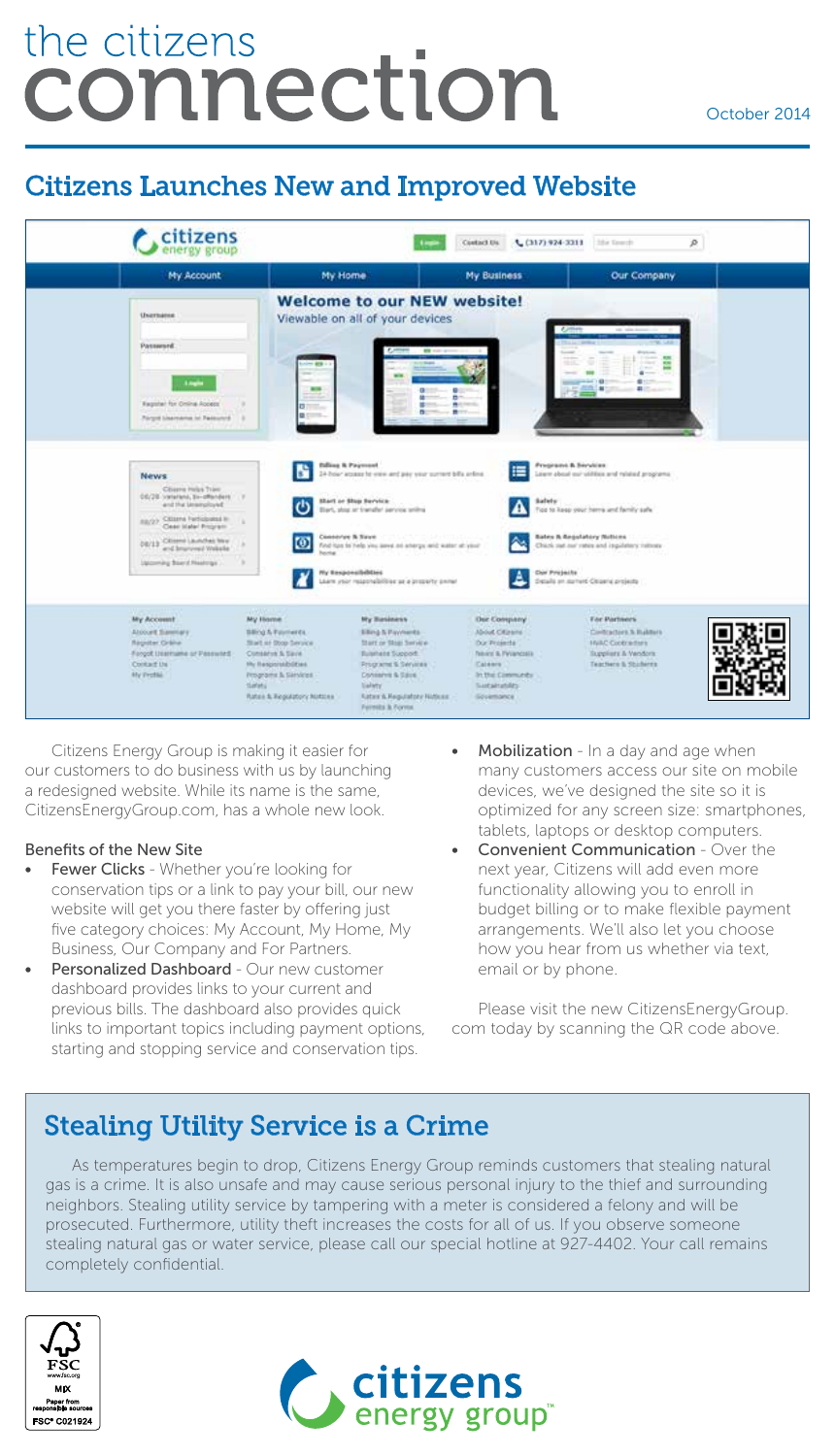# the citizens connection

October 2014

## Citizens Launches New and Improved Website

Citizens Energy Group is making it easier for our customers to do business with us by launching a redesigned website. While its name is the same, CitizensEnergyGroup.com, has a whole new look.

### Benefits of the New Site

- **Fewer Clicks** - Whether you're looking for conservation tips or a link to pay your bill, our new website will get you there faster by offering just five category choices: My Account, My Home, My Business, Our Company and For Partners.
- **Personalized Dashboard** - Our new customer dashboard provides links to your current and previous bills. The dashboard also provides quick links to important topics including payment options, starting and stopping service and conservation tips.
- **Mobilization** - In a day and age when many customers access our site on mobile devices, we've designed the site so it is optimized for any screen size: smartphones, tablets, laptops or desktop computers.
- **Convenient Communication** - Over the next year, Citizens will add even more functionality allowing you to enroll in budget billing or to make flexible payment arrangements. We'll also let you choose how you hear from us whether via text, email or by phone.

Please visit the new CitizensEnergyGroup.com today by scanning the QR code above.

## Stealing Utility Service is a Crime

As temperatures begin to drop, Citizens Energy Group reminds customers that stealing natural gas is a crime. It is also unsafe and may cause serious personal injury to the thief and surrounding neighbors. Stealing utility service by tampering with a meter is considered a felony and will be prosecuted. Furthermore, utility theft increases the costs for all of us. If you observe someone stealing natural gas or water service, please call our special hotline at 927-4402. Your call remains completely confidential.

FSC www.fsc.org MIX Paper from responsible sources FSC® C021924

citizens energy group™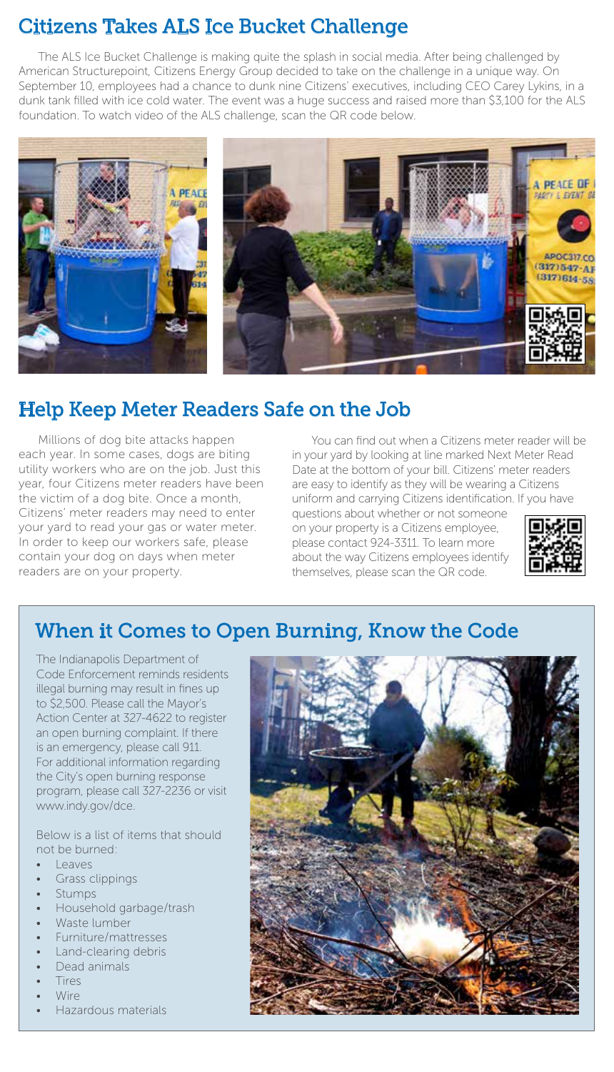## Citizens Takes ALS Ice Bucket Challenge

The ALS Ice Bucket Challenge is making quite the splash in social media. After being challenged by American Structurepoint, Citizens Energy Group decided to take on the challenge in a unique way. On September 10, employees had a chance to dunk nine Citizens' executives, including CEO Carey Lykins, in a dunk tank filled with ice cold water. The event was a huge success and raised more than $3,100 for the ALS foundation. To watch video of the ALS challenge, scan the QR code below.

## Help Keep Meter Readers Safe on the Job

Millions of dog bite attacks happen each year. In some cases, dogs are biting utility workers who are on the job. Just this year, four Citizens meter readers have been the victim of a dog bite. Once a month, Citizens' meter readers may need to enter your yard to read your gas or water meter. In order to keep our workers safe, please contain your dog on days when meter readers are on your property.

You can find out when a Citizens meter reader will be in your yard by looking at line marked Next Meter Read Date at the bottom of your bill. Citizens' meter readers are easy to identify as they will be wearing a Citizens uniform and carrying Citizens identification. If you have questions about whether or not someone on your property is a Citizens employee, please contact 924-3311. To learn more about the way Citizens employees identify themselves, please scan the QR code.

## When it Comes to Open Burning, Know the Code

The Indianapolis Department of Code Enforcement reminds residents illegal burning may result in fines up to $2,500. Please call the Mayor's Action Center at 327-4622 to register an open burning complaint. If there is an emergency, please call 911. For additional information regarding the City's open burning response program, please call 327-2236 or visit www.indy.gov/dce.

Below is a list of items that should not be burned:

- Leaves
- Grass clippings
- Stumps
- Household garbage/trash
- Waste lumber
- Furniture/mattresses
- Land-clearing debris
- Dead animals
- Tires
- Wire
- Hazardous materials